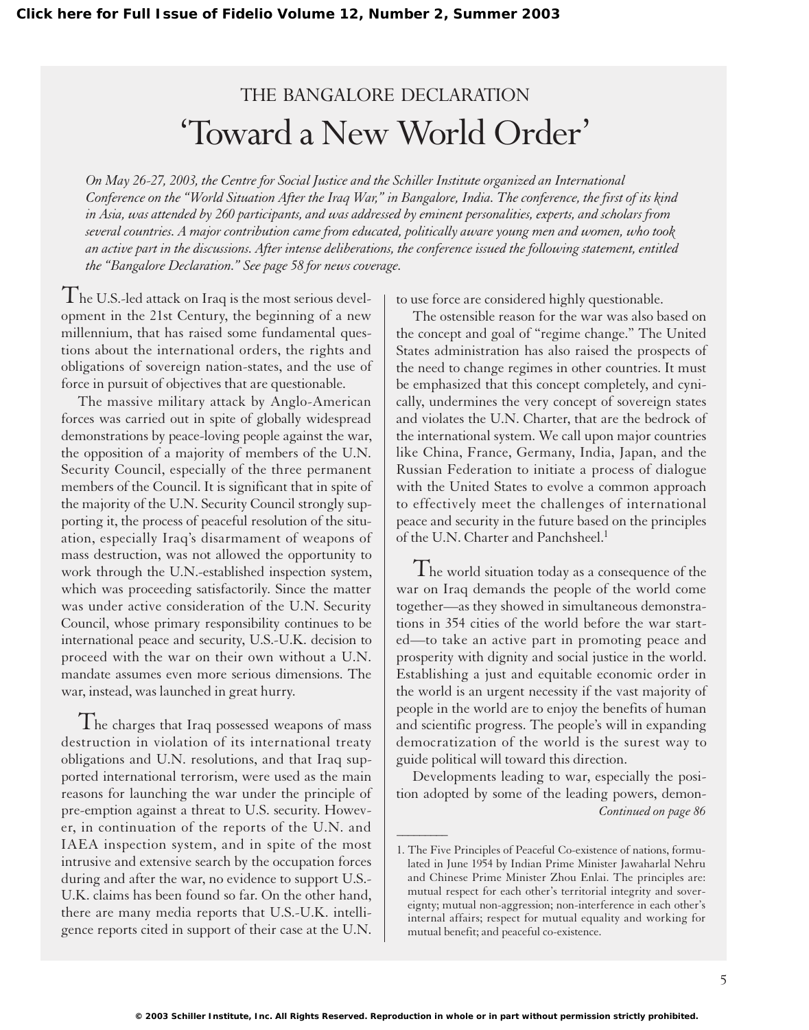# THE BANGALORE DECLARATION

## 'Toward a New World Order'

*On May 26-27, 2003, the Centre for Social Justice and the Schiller Institute organized an International Conference on the "World Situation After the Iraq War," in Bangalore, India. The conference, the first of its kind in Asia, was attended by 260 participants, and was addressed by eminent personalities, experts, and scholars from several countries. A major contribution came from educated, politically aware young men and women, who took an active part in the discussions. After intense deliberations, the conference issued the following statement, entitled the "Bangalore Declaration." See page 58 for news coverage.*

The U.S.-led attack on Iraq is the most serious development in the 21st Century, the beginning of a new millennium, that has raised some fundamental questions about the international orders, the rights and obligations of sovereign nation-states, and the use of force in pursuit of objectives that are questionable.

The massive military attack by Anglo-American forces was carried out in spite of globally widespread demonstrations by peace-loving people against the war, the opposition of a majority of members of the U.N. Security Council, especially of the three permanent members of the Council. It is significant that in spite of the majority of the U.N. Security Council strongly supporting it, the process of peaceful resolution of the situation, especially Iraq's disarmament of weapons of mass destruction, was not allowed the opportunity to work through the U.N.-established inspection system, which was proceeding satisfactorily. Since the matter was under active consideration of the U.N. Security Council, whose primary responsibility continues to be international peace and security, U.S.-U.K. decision to proceed with the war on their own without a U.N. mandate assumes even more serious dimensions. The war, instead, was launched in great hurry.

The charges that Iraq possessed weapons of mass destruction in violation of its international treaty obligations and U.N. resolutions, and that Iraq supported international terrorism, were used as the main reasons for launching the war under the principle of pre-emption against a threat to U.S. security. However, in continuation of the reports of the U.N. and IAEA inspection system, and in spite of the most intrusive and extensive search by the occupation forces during and after the war, no evidence to support U.S.-U.K. claims has been found so far. On the other hand, there are many media reports that U.S.-U.K. intelligence reports cited in support of their case at the U.N. to use force are considered highly questionable.

The ostensible reason for the war was also based on the concept and goal of "regime change." The United States administration has also raised the prospects of the need to change regimes in other countries. It must be emphasized that this concept completely, and cynically, undermines the very concept of sovereign states and violates the U.N. Charter, that are the bedrock of the international system. We call upon major countries like China, France, Germany, India, Japan, and the Russian Federation to initiate a process of dialogue with the United States to evolve a common approach to effectively meet the challenges of international peace and security in the future based on the principles of the U.N. Charter and Panchsheel.[1]

The world situation today as a consequence of the war on Iraq demands the people of the world come together—as they showed in simultaneous demonstrations in 354 cities of the world before the war started—to take an active part in promoting peace and prosperity with dignity and social justice in the world. Establishing a just and equitable economic order in the world is an urgent necessity if the vast majority of people in the world are to enjoy the benefits of human and scientific progress. The people's will in expanding democratization of the world is the surest way to guide political will toward this direction.

Developments leading to war, especially the position adopted by some of the leading powers, demon-

*Continued on page 86*

---

1. The Five Principles of Peaceful Co-existence of nations, formulated in June 1954 by Indian Prime Minister Jawaharlal Nehru and Chinese Prime Minister Zhou Enlai. The principles are: mutual respect for each other's territorial integrity and sovereignty; mutual non-aggression; non-interference in each other's internal affairs; respect for mutual equality and working for mutual benefit; and peaceful co-existence.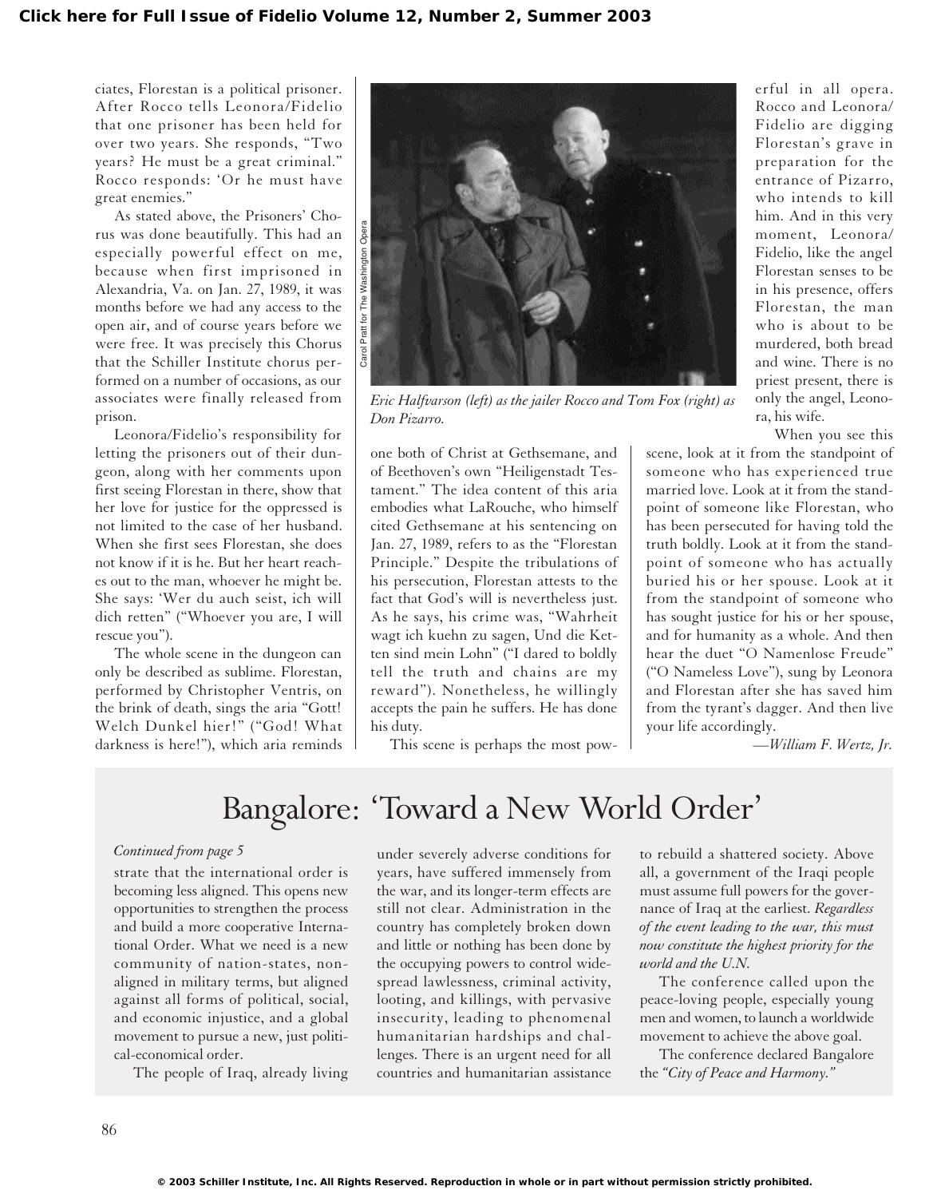ciates, Florestan is a political prisoner. After Rocco tells Leonora/Fidelio that one prisoner has been held for over two years. She responds, "Two years? He must be a great criminal." Rocco responds: 'Or he must have great enemies."

As stated above, the Prisoners' Chorus was done beautifully. This had an especially powerful effect on me, because when first imprisoned in Alexandria, Va. on Jan. 27, 1989, it was months before we had any access to the open air, and of course years before we were free. It was precisely this Chorus that the Schiller Institute chorus performed on a number of occasions, as our associates were finally released from prison.

Leonora/Fidelio's responsibility for letting the prisoners out of their dungeon, along with her comments upon first seeing Florestan in there, show that her love for justice for the oppressed is not limited to the case of her husband. When she first sees Florestan, she does not know if it is he. But her heart reaches out to the man, whoever he might be. She says: 'Wer du auch seist, ich will dich retten" ("Whoever you are, I will rescue you").

The whole scene in the dungeon can only be described as sublime. Florestan, performed by Christopher Ventris, on the brink of death, sings the aria "Gott! Welch Dunkel hier!" ("God! What darkness is here!"), which aria reminds one both of Christ at Gethsemane, and of Beethoven's own "Heiligenstadt Testament." The idea content of this aria embodies what LaRouche, who himself cited Gethsemane at his sentencing on Jan. 27, 1989, refers to as the "Florestan Principle." Despite the tribulations of his persecution, Florestan attests to the fact that God's will is nevertheless just. As he says, his crime was, "Wahrheit wagt ich kuehn zu sagen, Und die Ketten sind mein Lohn" ("I dared to boldly tell the truth and chains are my reward"). Nonetheless, he willingly accepts the pain he suffers. He has done his duty.

This scene is perhaps the most powerful in all opera. Rocco and Leonora/Fidelio are digging Florestan's grave in preparation for the entrance of Pizarro, who intends to kill him. And in this very moment, Leonora/Fidelio, like the angel Florestan senses to be in his presence, offers Florestan, the man who is about to be murdered, both bread and wine. There is no priest present, there is only the angel, Leonora, his wife.

Carol Pratt for The Washington Opera

*Eric Halfvarson (left) as the jailer Rocco and Tom Fox (right) as Don Pizarro.*

When you see this scene, look at it from the standpoint of someone who has experienced true married love. Look at it from the standpoint of someone like Florestan, who has been persecuted for having told the truth boldly. Look at it from the standpoint of someone who has actually buried his or her spouse. Look at it from the standpoint of someone who has sought justice for his or her spouse, and for humanity as a whole. And then hear the duet "O Namenlose Freude" ("O Nameless Love"), sung by Leonora and Florestan after she has saved him from the tyrant's dagger. And then live your life accordingly.

*—William F. Wertz, Jr.*

# Bangalore: 'Toward a New World Order'

*Continued from page 5*

strate that the international order is becoming less aligned. This opens new opportunities to strengthen the process and build a more cooperative International Order. What we need is a new community of nation-states, non-aligned in military terms, but aligned against all forms of political, social, and economic injustice, and a global movement to pursue a new, just political-economical order.

The people of Iraq, already living under severely adverse conditions for years, have suffered immensely from the war, and its longer-term effects are still not clear. Administration in the country has completely broken down and little or nothing has been done by the occupying powers to control widespread lawlessness, criminal activity, looting, and killings, with pervasive insecurity, leading to phenomenal humanitarian hardships and challenges. There is an urgent need for all countries and humanitarian assistance to rebuild a shattered society. Above all, a government of the Iraqi people must assume full powers for the governance of Iraq at the earliest. *Regardless of the event leading to the war, this must now constitute the highest priority for the world and the U.N.*

The conference called upon the peace-loving people, especially young men and women, to launch a worldwide movement to achieve the above goal.

The conference declared Bangalore the *"City of Peace and Harmony."*